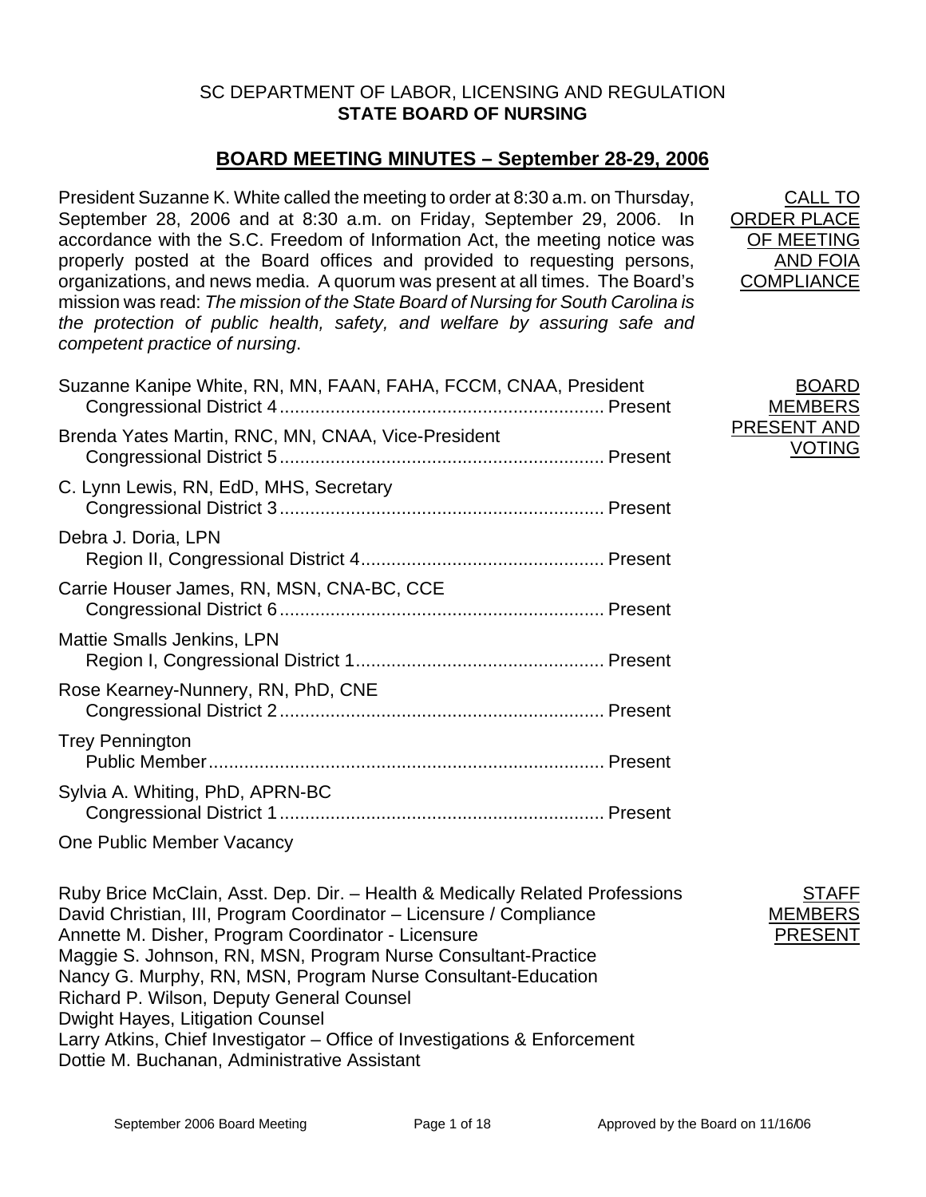SC DEPARTMENT OF LABOR, LICENSING AND REGULATION
**STATE BOARD OF NURSING**

# BOARD MEETING MINUTES – September 28-29, 2006

**CALL TO ORDER PLACE OF MEETING AND FOIA COMPLIANCE**

President Suzanne K. White called the meeting to order at 8:30 a.m. on Thursday, September 28, 2006 and at 8:30 a.m. on Friday, September 29, 2006. In accordance with the S.C. Freedom of Information Act, the meeting notice was properly posted at the Board offices and provided to requesting persons, organizations, and news media. A quorum was present at all times. The Board's mission was read: *The mission of the State Board of Nursing for South Carolina is the protection of public health, safety, and welfare by assuring safe and competent practice of nursing*.

**BOARD MEMBERS PRESENT AND VOTING**

Suzanne Kanipe White, RN, MN, FAAN, FAHA, FCCM, CNAA, President
Congressional District 4 .......... Present

Brenda Yates Martin, RNC, MN, CNAA, Vice-President
Congressional District 5 .......... Present

C. Lynn Lewis, RN, EdD, MHS, Secretary
Congressional District 3 .......... Present

Debra J. Doria, LPN
Region II, Congressional District 4 .......... Present

Carrie Houser James, RN, MSN, CNA-BC, CCE
Congressional District 6 .......... Present

Mattie Smalls Jenkins, LPN
Region I, Congressional District 1 .......... Present

Rose Kearney-Nunnery, RN, PhD, CNE
Congressional District 2 .......... Present

Trey Pennington
Public Member .......... Present

Sylvia A. Whiting, PhD, APRN-BC
Congressional District 1 .......... Present

One Public Member Vacancy

**STAFF MEMBERS PRESENT**

Ruby Brice McClain, Asst. Dep. Dir. – Health & Medically Related Professions
David Christian, III, Program Coordinator – Licensure / Compliance
Annette M. Disher, Program Coordinator - Licensure
Maggie S. Johnson, RN, MSN, Program Nurse Consultant-Practice
Nancy G. Murphy, RN, MSN, Program Nurse Consultant-Education
Richard P. Wilson, Deputy General Counsel
Dwight Hayes, Litigation Counsel
Larry Atkins, Chief Investigator – Office of Investigations & Enforcement
Dottie M. Buchanan, Administrative Assistant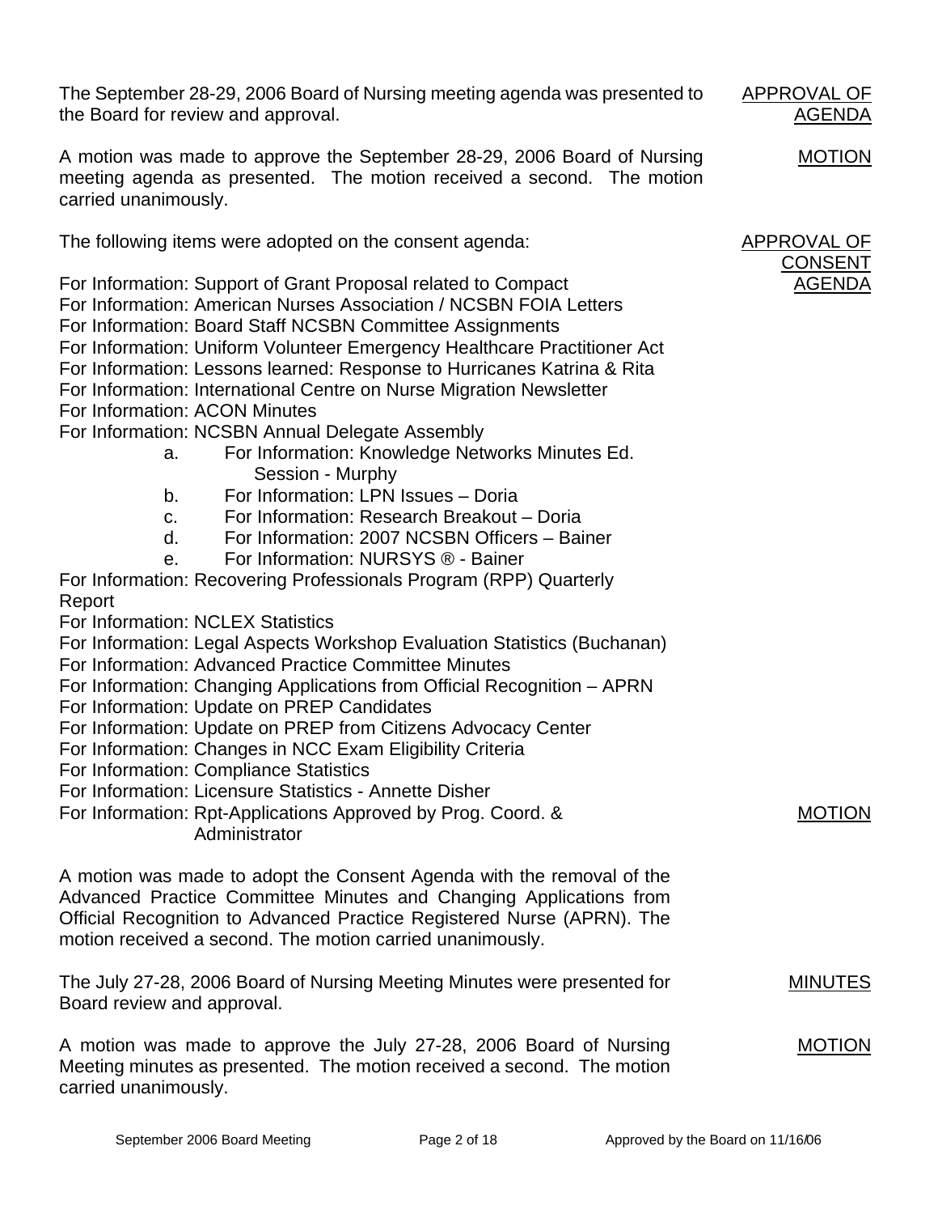The September 28-29, 2006 Board of Nursing meeting agenda was presented to the Board for review and approval.

**APPROVAL OF AGENDA**

A motion was made to approve the September 28-29, 2006 Board of Nursing meeting agenda as presented. The motion received a second. The motion carried unanimously.

**MOTION**

The following items were adopted on the consent agenda:

**APPROVAL OF CONSENT AGENDA**

For Information: Support of Grant Proposal related to Compact
For Information: American Nurses Association / NCSBN FOIA Letters
For Information: Board Staff NCSBN Committee Assignments
For Information: Uniform Volunteer Emergency Healthcare Practitioner Act
For Information: Lessons learned: Response to Hurricanes Katrina & Rita
For Information: International Centre on Nurse Migration Newsletter
For Information: ACON Minutes
For Information: NCSBN Annual Delegate Assembly

- a. For Information: Knowledge Networks Minutes Ed. Session - Murphy
- b. For Information: LPN Issues – Doria
- c. For Information: Research Breakout – Doria
- d. For Information: 2007 NCSBN Officers – Bainer
- e. For Information: NURSYS ® - Bainer

For Information: Recovering Professionals Program (RPP) Quarterly Report
For Information: NCLEX Statistics
For Information: Legal Aspects Workshop Evaluation Statistics (Buchanan)
For Information: Advanced Practice Committee Minutes
For Information: Changing Applications from Official Recognition – APRN
For Information: Update on PREP Candidates
For Information: Update on PREP from Citizens Advocacy Center
For Information: Changes in NCC Exam Eligibility Criteria
For Information: Compliance Statistics
For Information: Licensure Statistics - Annette Disher
For Information: Rpt-Applications Approved by Prog. Coord. & Administrator

**MOTION**

A motion was made to adopt the Consent Agenda with the removal of the Advanced Practice Committee Minutes and Changing Applications from Official Recognition to Advanced Practice Registered Nurse (APRN). The motion received a second. The motion carried unanimously.

The July 27-28, 2006 Board of Nursing Meeting Minutes were presented for Board review and approval.

**MINUTES**

A motion was made to approve the July 27-28, 2006 Board of Nursing Meeting minutes as presented. The motion received a second. The motion carried unanimously.

**MOTION**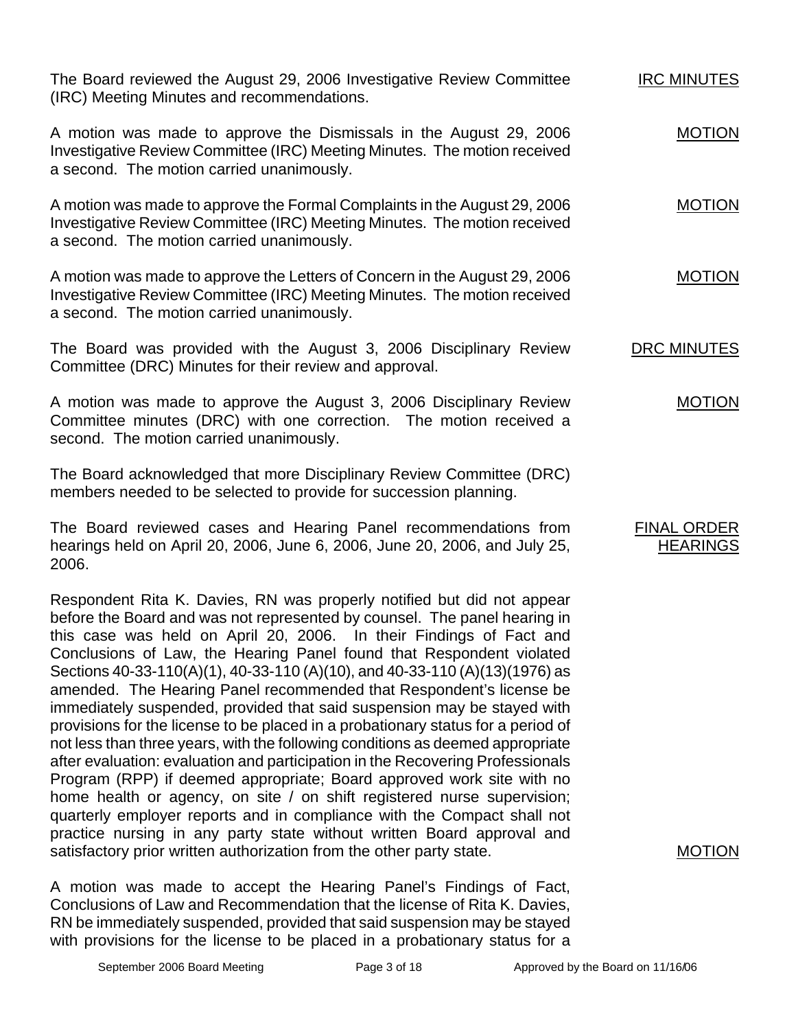The Board reviewed the August 29, 2006 Investigative Review Committee (IRC) Meeting Minutes and recommendations. — IRC MINUTES

A motion was made to approve the Dismissals in the August 29, 2006 Investigative Review Committee (IRC) Meeting Minutes. The motion received a second. The motion carried unanimously. — MOTION

A motion was made to approve the Formal Complaints in the August 29, 2006 Investigative Review Committee (IRC) Meeting Minutes. The motion received a second. The motion carried unanimously. — MOTION

A motion was made to approve the Letters of Concern in the August 29, 2006 Investigative Review Committee (IRC) Meeting Minutes. The motion received a second. The motion carried unanimously. — MOTION

The Board was provided with the August 3, 2006 Disciplinary Review Committee (DRC) Minutes for their review and approval. — DRC MINUTES

A motion was made to approve the August 3, 2006 Disciplinary Review Committee minutes (DRC) with one correction. The motion received a second. The motion carried unanimously. — MOTION

The Board acknowledged that more Disciplinary Review Committee (DRC) members needed to be selected to provide for succession planning.

The Board reviewed cases and Hearing Panel recommendations from hearings held on April 20, 2006, June 6, 2006, June 20, 2006, and July 25, 2006. — FINAL ORDER HEARINGS

Respondent Rita K. Davies, RN was properly notified but did not appear before the Board and was not represented by counsel. The panel hearing in this case was held on April 20, 2006. In their Findings of Fact and Conclusions of Law, the Hearing Panel found that Respondent violated Sections 40-33-110(A)(1), 40-33-110 (A)(10), and 40-33-110 (A)(13)(1976) as amended. The Hearing Panel recommended that Respondent's license be immediately suspended, provided that said suspension may be stayed with provisions for the license to be placed in a probationary status for a period of not less than three years, with the following conditions as deemed appropriate after evaluation: evaluation and participation in the Recovering Professionals Program (RPP) if deemed appropriate; Board approved work site with no home health or agency, on site / on shift registered nurse supervision; quarterly employer reports and in compliance with the Compact shall not practice nursing in any party state without written Board approval and satisfactory prior written authorization from the other party state.

MOTION

A motion was made to accept the Hearing Panel's Findings of Fact, Conclusions of Law and Recommendation that the license of Rita K. Davies, RN be immediately suspended, provided that said suspension may be stayed with provisions for the license to be placed in a probationary status for a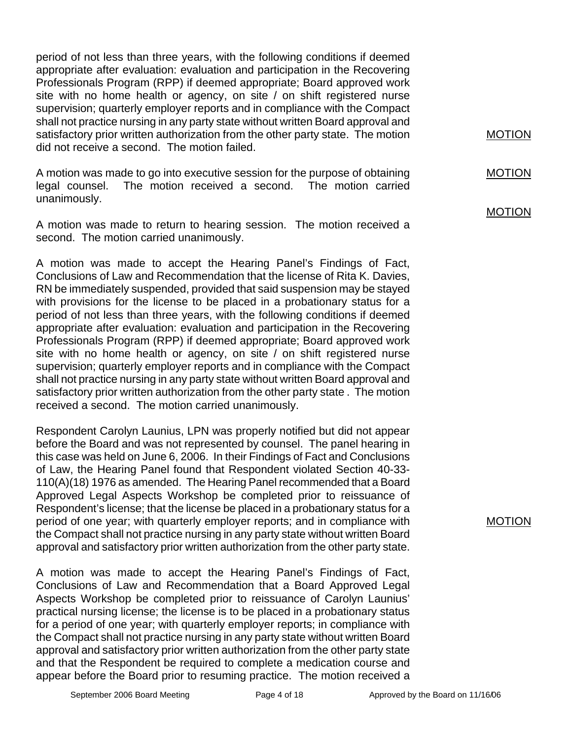period of not less than three years, with the following conditions if deemed appropriate after evaluation: evaluation and participation in the Recovering Professionals Program (RPP) if deemed appropriate; Board approved work site with no home health or agency, on site / on shift registered nurse supervision; quarterly employer reports and in compliance with the Compact shall not practice nursing in any party state without written Board approval and satisfactory prior written authorization from the other party state. The motion did not receive a second. The motion failed.

MOTION

A motion was made to go into executive session for the purpose of obtaining legal counsel. The motion received a second. The motion carried unanimously.

MOTION

A motion was made to return to hearing session. The motion received a second. The motion carried unanimously.

MOTION

A motion was made to accept the Hearing Panel's Findings of Fact, Conclusions of Law and Recommendation that the license of Rita K. Davies, RN be immediately suspended, provided that said suspension may be stayed with provisions for the license to be placed in a probationary status for a period of not less than three years, with the following conditions if deemed appropriate after evaluation: evaluation and participation in the Recovering Professionals Program (RPP) if deemed appropriate; Board approved work site with no home health or agency, on site / on shift registered nurse supervision; quarterly employer reports and in compliance with the Compact shall not practice nursing in any party state without written Board approval and satisfactory prior written authorization from the other party state . The motion received a second. The motion carried unanimously.

Respondent Carolyn Launius, LPN was properly notified but did not appear before the Board and was not represented by counsel. The panel hearing in this case was held on June 6, 2006. In their Findings of Fact and Conclusions of Law, the Hearing Panel found that Respondent violated Section 40-33-110(A)(18) 1976 as amended. The Hearing Panel recommended that a Board Approved Legal Aspects Workshop be completed prior to reissuance of Respondent's license; that the license be placed in a probationary status for a period of one year; with quarterly employer reports; and in compliance with the Compact shall not practice nursing in any party state without written Board approval and satisfactory prior written authorization from the other party state.

MOTION

A motion was made to accept the Hearing Panel's Findings of Fact, Conclusions of Law and Recommendation that a Board Approved Legal Aspects Workshop be completed prior to reissuance of Carolyn Launius' practical nursing license; the license is to be placed in a probationary status for a period of one year; with quarterly employer reports; in compliance with the Compact shall not practice nursing in any party state without written Board approval and satisfactory prior written authorization from the other party state and that the Respondent be required to complete a medication course and appear before the Board prior to resuming practice. The motion received a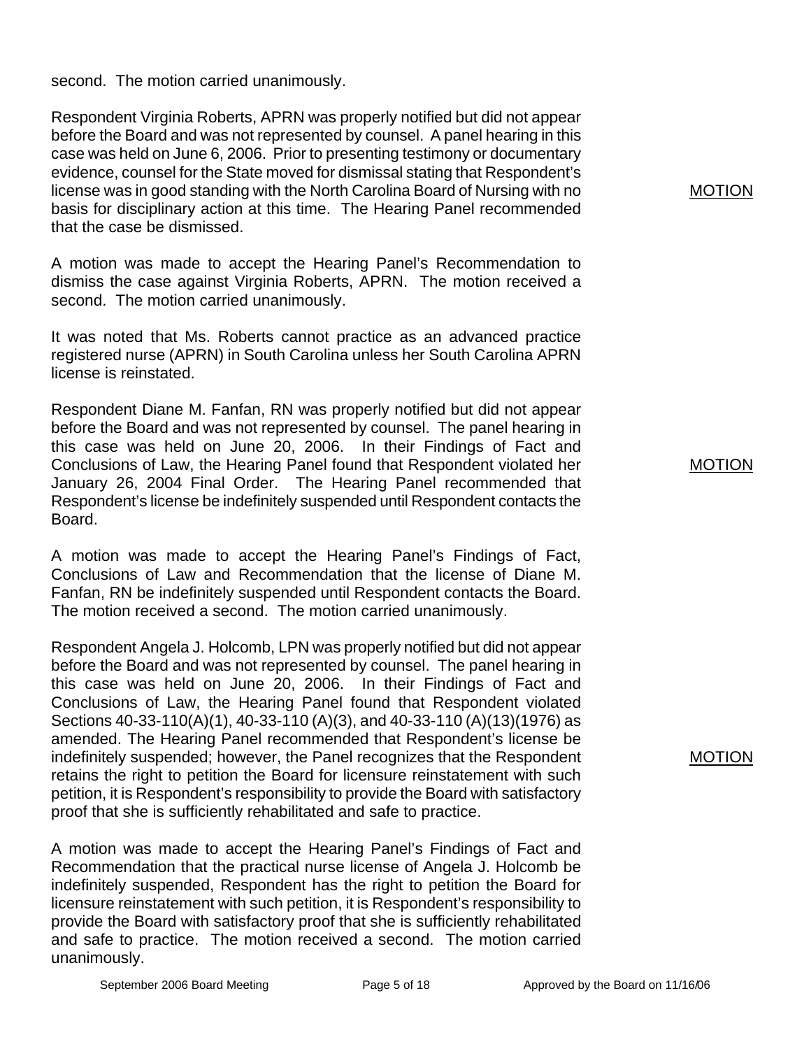second. The motion carried unanimously.

Respondent Virginia Roberts, APRN was properly notified but did not appear before the Board and was not represented by counsel. A panel hearing in this case was held on June 6, 2006. Prior to presenting testimony or documentary evidence, counsel for the State moved for dismissal stating that Respondent's license was in good standing with the North Carolina Board of Nursing with no basis for disciplinary action at this time. The Hearing Panel recommended that the case be dismissed.

MOTION

A motion was made to accept the Hearing Panel's Recommendation to dismiss the case against Virginia Roberts, APRN. The motion received a second. The motion carried unanimously.

It was noted that Ms. Roberts cannot practice as an advanced practice registered nurse (APRN) in South Carolina unless her South Carolina APRN license is reinstated.

Respondent Diane M. Fanfan, RN was properly notified but did not appear before the Board and was not represented by counsel. The panel hearing in this case was held on June 20, 2006. In their Findings of Fact and Conclusions of Law, the Hearing Panel found that Respondent violated her January 26, 2004 Final Order. The Hearing Panel recommended that Respondent's license be indefinitely suspended until Respondent contacts the Board.

MOTION

A motion was made to accept the Hearing Panel's Findings of Fact, Conclusions of Law and Recommendation that the license of Diane M. Fanfan, RN be indefinitely suspended until Respondent contacts the Board. The motion received a second. The motion carried unanimously.

Respondent Angela J. Holcomb, LPN was properly notified but did not appear before the Board and was not represented by counsel. The panel hearing in this case was held on June 20, 2006. In their Findings of Fact and Conclusions of Law, the Hearing Panel found that Respondent violated Sections 40-33-110(A)(1), 40-33-110 (A)(3), and 40-33-110 (A)(13)(1976) as amended. The Hearing Panel recommended that Respondent's license be indefinitely suspended; however, the Panel recognizes that the Respondent retains the right to petition the Board for licensure reinstatement with such petition, it is Respondent's responsibility to provide the Board with satisfactory proof that she is sufficiently rehabilitated and safe to practice.

MOTION

A motion was made to accept the Hearing Panel's Findings of Fact and Recommendation that the practical nurse license of Angela J. Holcomb be indefinitely suspended, Respondent has the right to petition the Board for licensure reinstatement with such petition, it is Respondent's responsibility to provide the Board with satisfactory proof that she is sufficiently rehabilitated and safe to practice. The motion received a second. The motion carried unanimously.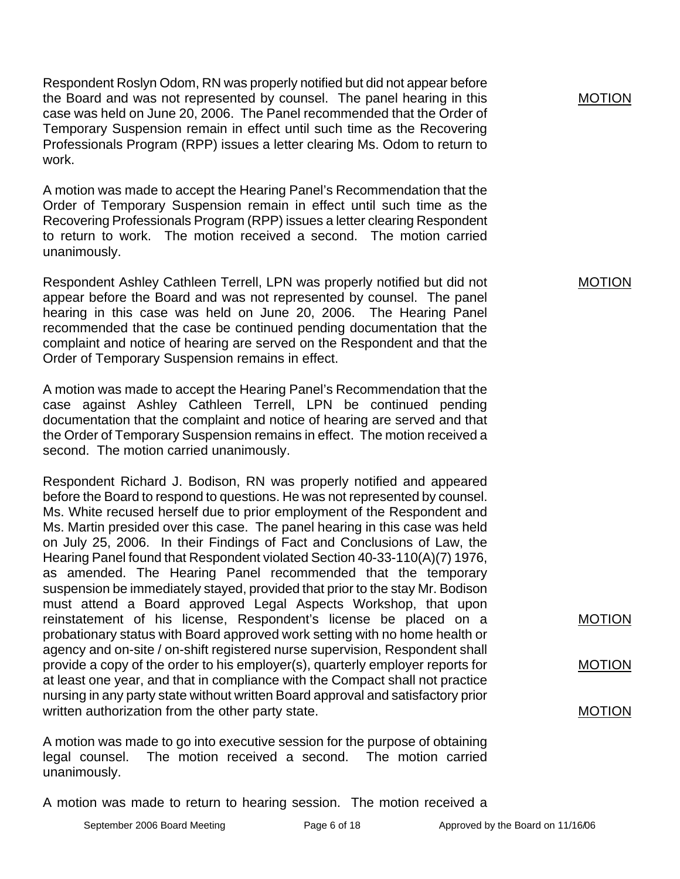Respondent Roslyn Odom, RN was properly notified but did not appear before the Board and was not represented by counsel. The panel hearing in this case was held on June 20, 2006. The Panel recommended that the Order of Temporary Suspension remain in effect until such time as the Recovering Professionals Program (RPP) issues a letter clearing Ms. Odom to return to work.

MOTION

A motion was made to accept the Hearing Panel's Recommendation that the Order of Temporary Suspension remain in effect until such time as the Recovering Professionals Program (RPP) issues a letter clearing Respondent to return to work. The motion received a second. The motion carried unanimously.

Respondent Ashley Cathleen Terrell, LPN was properly notified but did not appear before the Board and was not represented by counsel. The panel hearing in this case was held on June 20, 2006. The Hearing Panel recommended that the case be continued pending documentation that the complaint and notice of hearing are served on the Respondent and that the Order of Temporary Suspension remains in effect.

MOTION

A motion was made to accept the Hearing Panel's Recommendation that the case against Ashley Cathleen Terrell, LPN be continued pending documentation that the complaint and notice of hearing are served and that the Order of Temporary Suspension remains in effect. The motion received a second. The motion carried unanimously.

Respondent Richard J. Bodison, RN was properly notified and appeared before the Board to respond to questions. He was not represented by counsel. Ms. White recused herself due to prior employment of the Respondent and Ms. Martin presided over this case. The panel hearing in this case was held on July 25, 2006. In their Findings of Fact and Conclusions of Law, the Hearing Panel found that Respondent violated Section 40-33-110(A)(7) 1976, as amended. The Hearing Panel recommended that the temporary suspension be immediately stayed, provided that prior to the stay Mr. Bodison must attend a Board approved Legal Aspects Workshop, that upon reinstatement of his license, Respondent's license be placed on a probationary status with Board approved work setting with no home health or agency and on-site / on-shift registered nurse supervision, Respondent shall provide a copy of the order to his employer(s), quarterly employer reports for at least one year, and that in compliance with the Compact shall not practice nursing in any party state without written Board approval and satisfactory prior written authorization from the other party state.

MOTION

A motion was made to go into executive session for the purpose of obtaining legal counsel. The motion received a second. The motion carried unanimously.

MOTION

A motion was made to return to hearing session. The motion received a

MOTION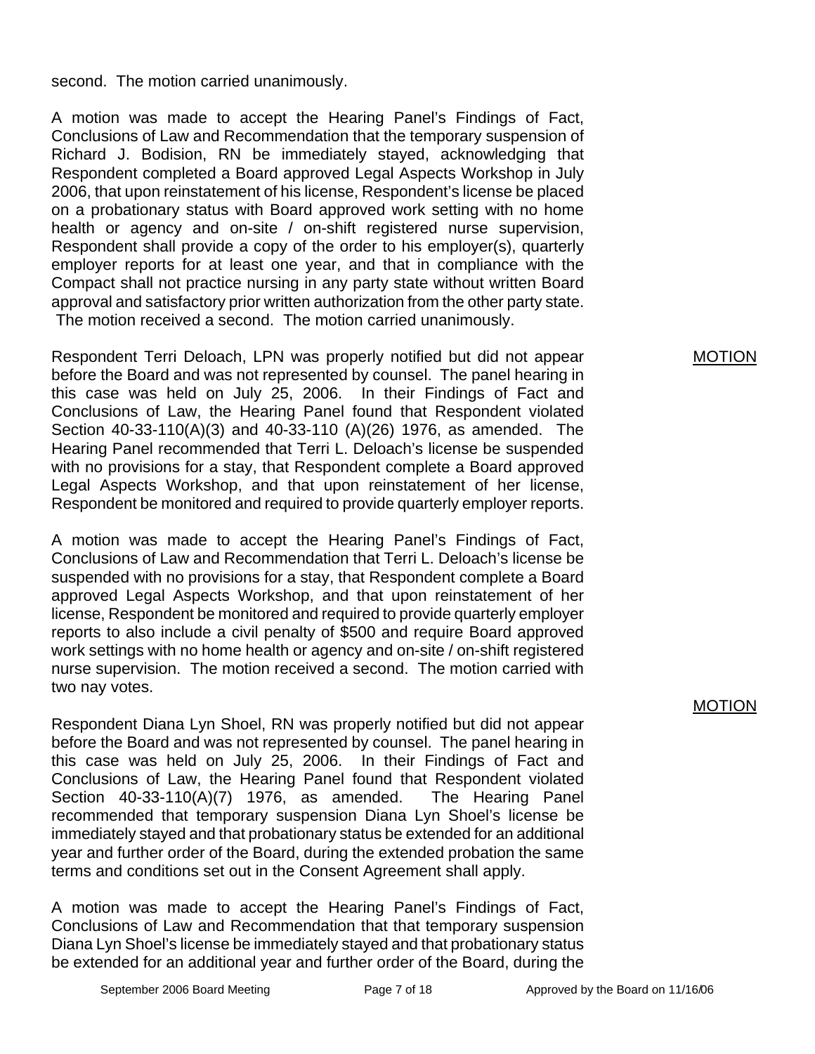second. The motion carried unanimously.

A motion was made to accept the Hearing Panel's Findings of Fact, Conclusions of Law and Recommendation that the temporary suspension of Richard J. Bodision, RN be immediately stayed, acknowledging that Respondent completed a Board approved Legal Aspects Workshop in July 2006, that upon reinstatement of his license, Respondent's license be placed on a probationary status with Board approved work setting with no home health or agency and on-site / on-shift registered nurse supervision, Respondent shall provide a copy of the order to his employer(s), quarterly employer reports for at least one year, and that in compliance with the Compact shall not practice nursing in any party state without written Board approval and satisfactory prior written authorization from the other party state. The motion received a second. The motion carried unanimously.

MOTION

Respondent Terri Deloach, LPN was properly notified but did not appear before the Board and was not represented by counsel. The panel hearing in this case was held on July 25, 2006. In their Findings of Fact and Conclusions of Law, the Hearing Panel found that Respondent violated Section 40-33-110(A)(3) and 40-33-110 (A)(26) 1976, as amended. The Hearing Panel recommended that Terri L. Deloach's license be suspended with no provisions for a stay, that Respondent complete a Board approved Legal Aspects Workshop, and that upon reinstatement of her license, Respondent be monitored and required to provide quarterly employer reports.

A motion was made to accept the Hearing Panel's Findings of Fact, Conclusions of Law and Recommendation that Terri L. Deloach's license be suspended with no provisions for a stay, that Respondent complete a Board approved Legal Aspects Workshop, and that upon reinstatement of her license, Respondent be monitored and required to provide quarterly employer reports to also include a civil penalty of $500 and require Board approved work settings with no home health or agency and on-site / on-shift registered nurse supervision. The motion received a second. The motion carried with two nay votes.

MOTION

Respondent Diana Lyn Shoel, RN was properly notified but did not appear before the Board and was not represented by counsel. The panel hearing in this case was held on July 25, 2006. In their Findings of Fact and Conclusions of Law, the Hearing Panel found that Respondent violated Section 40-33-110(A)(7) 1976, as amended. The Hearing Panel recommended that temporary suspension Diana Lyn Shoel's license be immediately stayed and that probationary status be extended for an additional year and further order of the Board, during the extended probation the same terms and conditions set out in the Consent Agreement shall apply.

A motion was made to accept the Hearing Panel's Findings of Fact, Conclusions of Law and Recommendation that that temporary suspension Diana Lyn Shoel's license be immediately stayed and that probationary status be extended for an additional year and further order of the Board, during the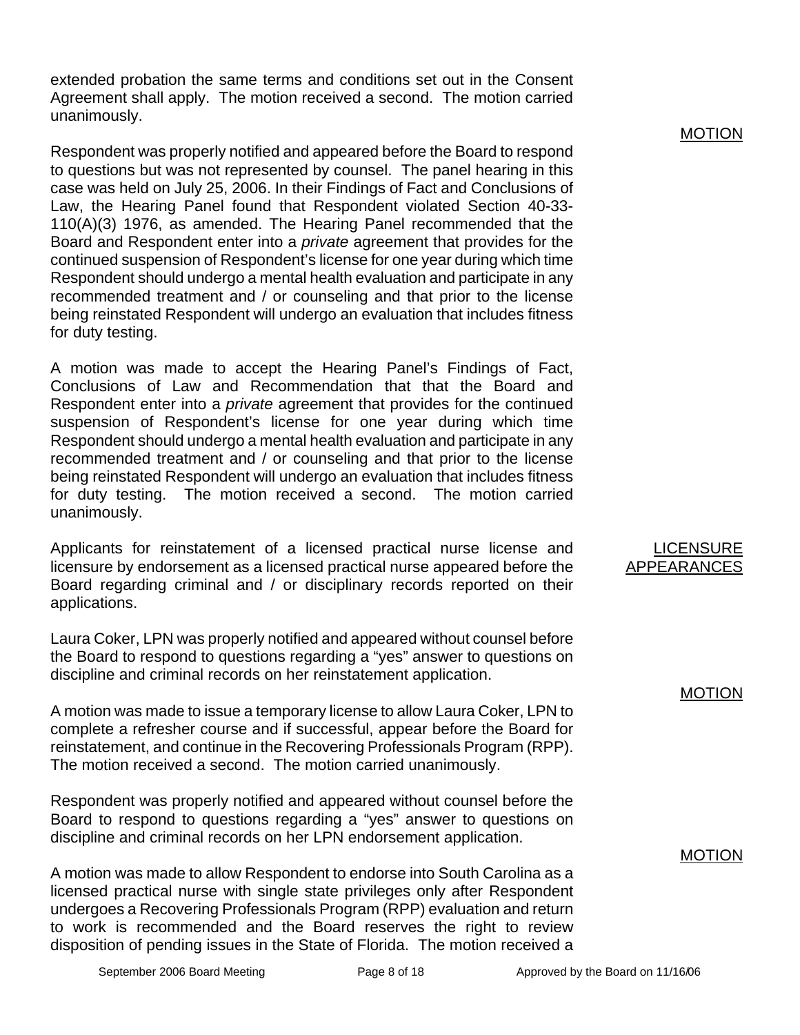extended probation the same terms and conditions set out in the Consent Agreement shall apply. The motion received a second. The motion carried unanimously.

MOTION

Respondent was properly notified and appeared before the Board to respond to questions but was not represented by counsel. The panel hearing in this case was held on July 25, 2006. In their Findings of Fact and Conclusions of Law, the Hearing Panel found that Respondent violated Section 40-33-110(A)(3) 1976, as amended. The Hearing Panel recommended that the Board and Respondent enter into a *private* agreement that provides for the continued suspension of Respondent's license for one year during which time Respondent should undergo a mental health evaluation and participate in any recommended treatment and / or counseling and that prior to the license being reinstated Respondent will undergo an evaluation that includes fitness for duty testing.

A motion was made to accept the Hearing Panel's Findings of Fact, Conclusions of Law and Recommendation that that the Board and Respondent enter into a *private* agreement that provides for the continued suspension of Respondent's license for one year during which time Respondent should undergo a mental health evaluation and participate in any recommended treatment and / or counseling and that prior to the license being reinstated Respondent will undergo an evaluation that includes fitness for duty testing. The motion received a second. The motion carried unanimously.

LICENSURE APPEARANCES

Applicants for reinstatement of a licensed practical nurse license and licensure by endorsement as a licensed practical nurse appeared before the Board regarding criminal and / or disciplinary records reported on their applications.

Laura Coker, LPN was properly notified and appeared without counsel before the Board to respond to questions regarding a "yes" answer to questions on discipline and criminal records on her reinstatement application.

MOTION

A motion was made to issue a temporary license to allow Laura Coker, LPN to complete a refresher course and if successful, appear before the Board for reinstatement, and continue in the Recovering Professionals Program (RPP). The motion received a second. The motion carried unanimously.

Respondent was properly notified and appeared without counsel before the Board to respond to questions regarding a "yes" answer to questions on discipline and criminal records on her LPN endorsement application.

MOTION

A motion was made to allow Respondent to endorse into South Carolina as a licensed practical nurse with single state privileges only after Respondent undergoes a Recovering Professionals Program (RPP) evaluation and return to work is recommended and the Board reserves the right to review disposition of pending issues in the State of Florida. The motion received a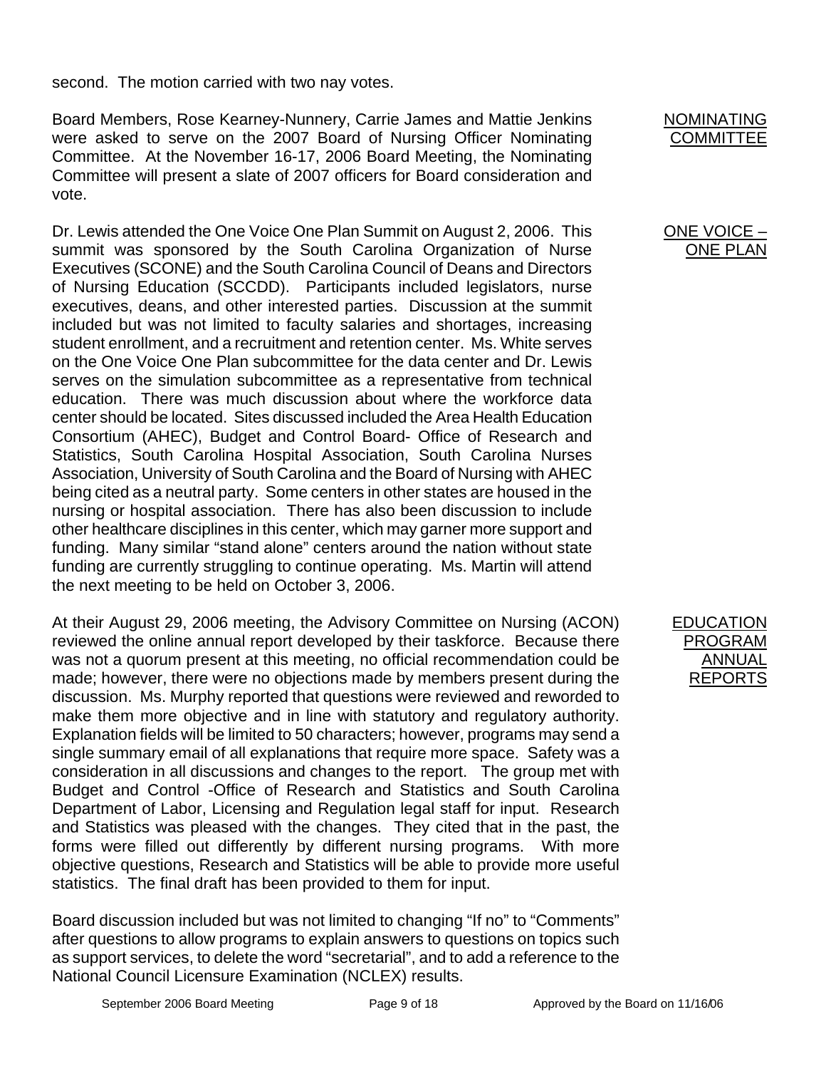second. The motion carried with two nay votes.

**NOMINATING COMMITTEE**

Board Members, Rose Kearney-Nunnery, Carrie James and Mattie Jenkins were asked to serve on the 2007 Board of Nursing Officer Nominating Committee. At the November 16-17, 2006 Board Meeting, the Nominating Committee will present a slate of 2007 officers for Board consideration and vote.

**ONE VOICE – ONE PLAN**

Dr. Lewis attended the One Voice One Plan Summit on August 2, 2006. This summit was sponsored by the South Carolina Organization of Nurse Executives (SCONE) and the South Carolina Council of Deans and Directors of Nursing Education (SCCDD). Participants included legislators, nurse executives, deans, and other interested parties. Discussion at the summit included but was not limited to faculty salaries and shortages, increasing student enrollment, and a recruitment and retention center. Ms. White serves on the One Voice One Plan subcommittee for the data center and Dr. Lewis serves on the simulation subcommittee as a representative from technical education. There was much discussion about where the workforce data center should be located. Sites discussed included the Area Health Education Consortium (AHEC), Budget and Control Board- Office of Research and Statistics, South Carolina Hospital Association, South Carolina Nurses Association, University of South Carolina and the Board of Nursing with AHEC being cited as a neutral party. Some centers in other states are housed in the nursing or hospital association. There has also been discussion to include other healthcare disciplines in this center, which may garner more support and funding. Many similar "stand alone" centers around the nation without state funding are currently struggling to continue operating. Ms. Martin will attend the next meeting to be held on October 3, 2006.

**EDUCATION PROGRAM ANNUAL REPORTS**

At their August 29, 2006 meeting, the Advisory Committee on Nursing (ACON) reviewed the online annual report developed by their taskforce. Because there was not a quorum present at this meeting, no official recommendation could be made; however, there were no objections made by members present during the discussion. Ms. Murphy reported that questions were reviewed and reworded to make them more objective and in line with statutory and regulatory authority. Explanation fields will be limited to 50 characters; however, programs may send a single summary email of all explanations that require more space. Safety was a consideration in all discussions and changes to the report. The group met with Budget and Control -Office of Research and Statistics and South Carolina Department of Labor, Licensing and Regulation legal staff for input. Research and Statistics was pleased with the changes. They cited that in the past, the forms were filled out differently by different nursing programs. With more objective questions, Research and Statistics will be able to provide more useful statistics. The final draft has been provided to them for input.

Board discussion included but was not limited to changing "If no" to "Comments" after questions to allow programs to explain answers to questions on topics such as support services, to delete the word "secretarial", and to add a reference to the National Council Licensure Examination (NCLEX) results.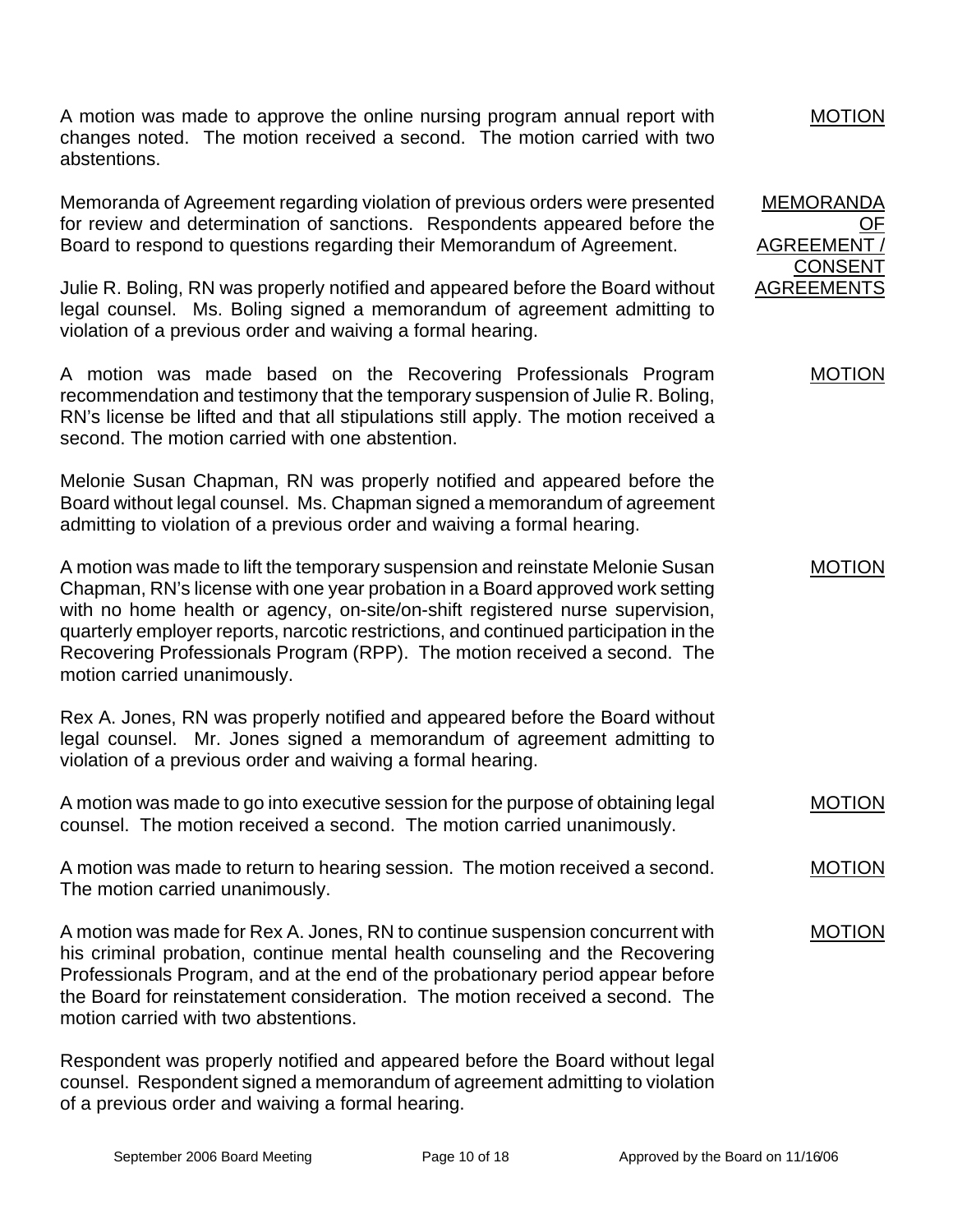A motion was made to approve the online nursing program annual report with changes noted. The motion received a second. The motion carried with two abstentions.

**MOTION**

**MEMORANDA OF AGREEMENT / CONSENT AGREEMENTS**

Memoranda of Agreement regarding violation of previous orders were presented for review and determination of sanctions. Respondents appeared before the Board to respond to questions regarding their Memorandum of Agreement.

Julie R. Boling, RN was properly notified and appeared before the Board without legal counsel. Ms. Boling signed a memorandum of agreement admitting to violation of a previous order and waiving a formal hearing.

**MOTION**

A motion was made based on the Recovering Professionals Program recommendation and testimony that the temporary suspension of Julie R. Boling, RN's license be lifted and that all stipulations still apply. The motion received a second. The motion carried with one abstention.

Melonie Susan Chapman, RN was properly notified and appeared before the Board without legal counsel. Ms. Chapman signed a memorandum of agreement admitting to violation of a previous order and waiving a formal hearing.

**MOTION**

A motion was made to lift the temporary suspension and reinstate Melonie Susan Chapman, RN's license with one year probation in a Board approved work setting with no home health or agency, on-site/on-shift registered nurse supervision, quarterly employer reports, narcotic restrictions, and continued participation in the Recovering Professionals Program (RPP). The motion received a second. The motion carried unanimously.

Rex A. Jones, RN was properly notified and appeared before the Board without legal counsel. Mr. Jones signed a memorandum of agreement admitting to violation of a previous order and waiving a formal hearing.

**MOTION**

A motion was made to go into executive session for the purpose of obtaining legal counsel. The motion received a second. The motion carried unanimously.

**MOTION**

A motion was made to return to hearing session. The motion received a second. The motion carried unanimously.

**MOTION**

A motion was made for Rex A. Jones, RN to continue suspension concurrent with his criminal probation, continue mental health counseling and the Recovering Professionals Program, and at the end of the probationary period appear before the Board for reinstatement consideration. The motion received a second. The motion carried with two abstentions.

Respondent was properly notified and appeared before the Board without legal counsel. Respondent signed a memorandum of agreement admitting to violation of a previous order and waiving a formal hearing.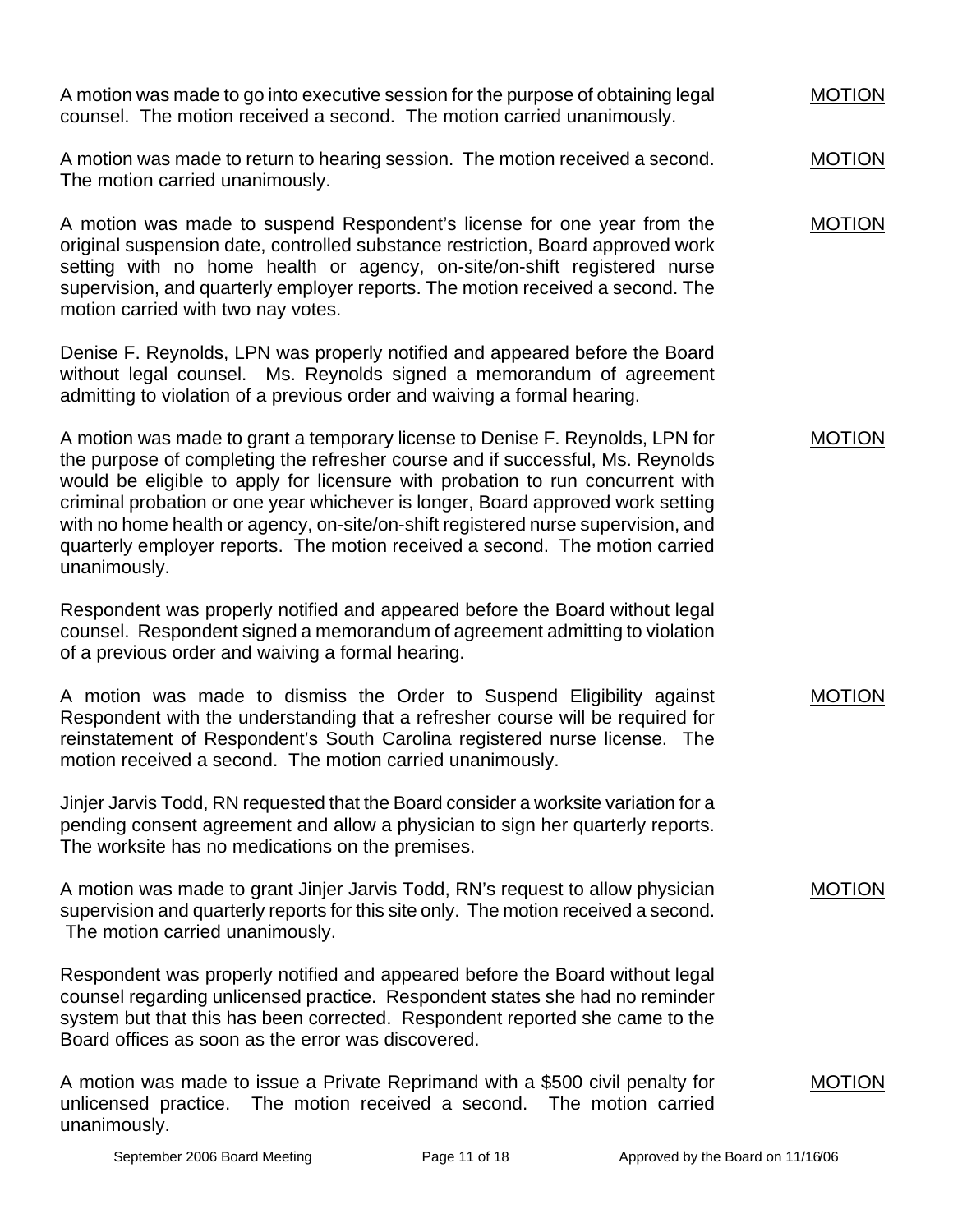A motion was made to go into executive session for the purpose of obtaining legal counsel. The motion received a second. The motion carried unanimously. MOTION

A motion was made to return to hearing session. The motion received a second. The motion carried unanimously. MOTION

A motion was made to suspend Respondent's license for one year from the original suspension date, controlled substance restriction, Board approved work setting with no home health or agency, on-site/on-shift registered nurse supervision, and quarterly employer reports. The motion received a second. The motion carried with two nay votes. MOTION

Denise F. Reynolds, LPN was properly notified and appeared before the Board without legal counsel. Ms. Reynolds signed a memorandum of agreement admitting to violation of a previous order and waiving a formal hearing.

A motion was made to grant a temporary license to Denise F. Reynolds, LPN for the purpose of completing the refresher course and if successful, Ms. Reynolds would be eligible to apply for licensure with probation to run concurrent with criminal probation or one year whichever is longer, Board approved work setting with no home health or agency, on-site/on-shift registered nurse supervision, and quarterly employer reports. The motion received a second. The motion carried unanimously. MOTION

Respondent was properly notified and appeared before the Board without legal counsel. Respondent signed a memorandum of agreement admitting to violation of a previous order and waiving a formal hearing.

A motion was made to dismiss the Order to Suspend Eligibility against Respondent with the understanding that a refresher course will be required for reinstatement of Respondent's South Carolina registered nurse license. The motion received a second. The motion carried unanimously. MOTION

Jinjer Jarvis Todd, RN requested that the Board consider a worksite variation for a pending consent agreement and allow a physician to sign her quarterly reports. The worksite has no medications on the premises.

A motion was made to grant Jinjer Jarvis Todd, RN's request to allow physician supervision and quarterly reports for this site only. The motion received a second. The motion carried unanimously. MOTION

Respondent was properly notified and appeared before the Board without legal counsel regarding unlicensed practice. Respondent states she had no reminder system but that this has been corrected. Respondent reported she came to the Board offices as soon as the error was discovered.

A motion was made to issue a Private Reprimand with a $500 civil penalty for unlicensed practice. The motion received a second. The motion carried unanimously. MOTION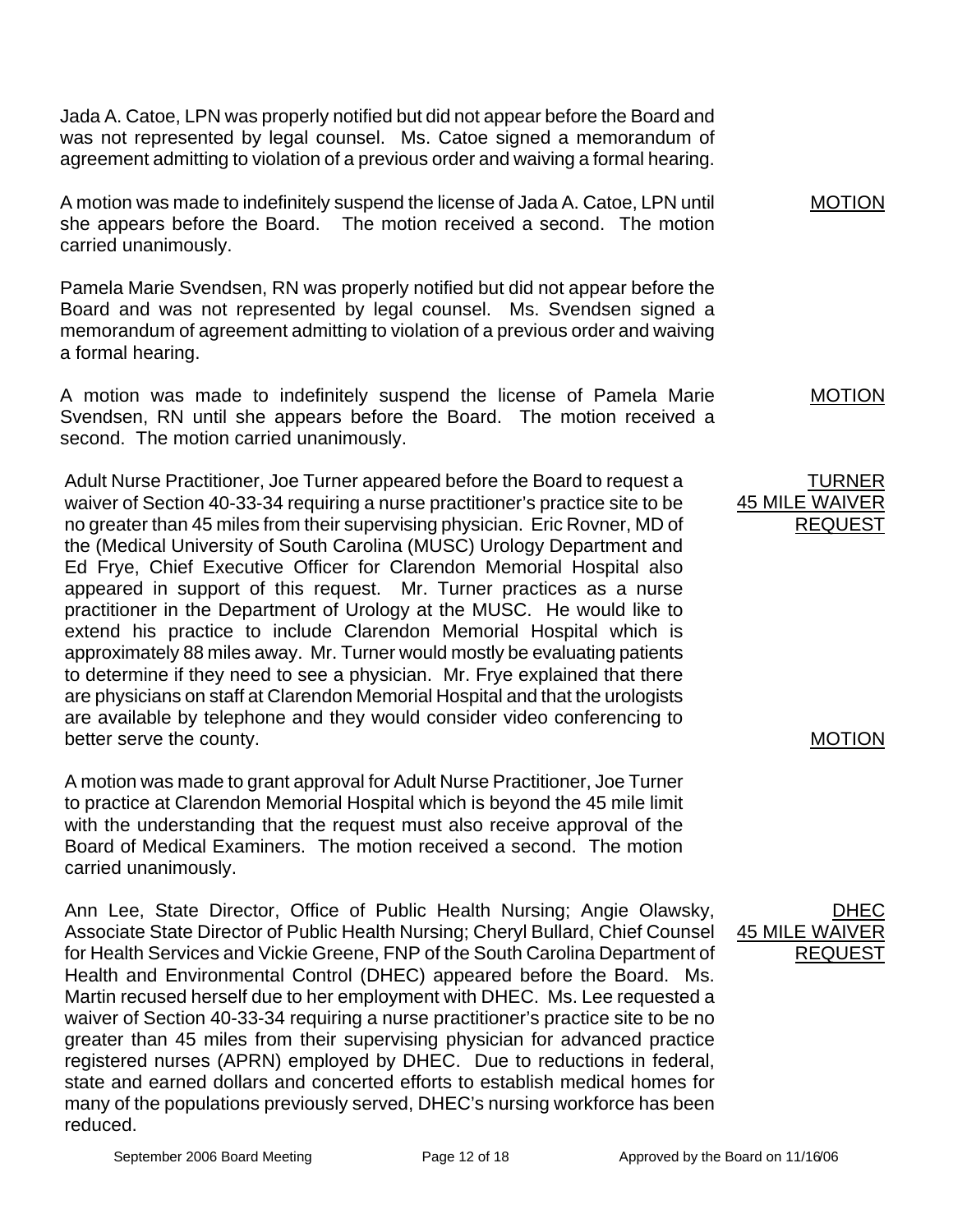Jada A. Catoe, LPN was properly notified but did not appear before the Board and was not represented by legal counsel. Ms. Catoe signed a memorandum of agreement admitting to violation of a previous order and waiving a formal hearing.

<u>MOTION</u>

A motion was made to indefinitely suspend the license of Jada A. Catoe, LPN until she appears before the Board. The motion received a second. The motion carried unanimously.

Pamela Marie Svendsen, RN was properly notified but did not appear before the Board and was not represented by legal counsel. Ms. Svendsen signed a memorandum of agreement admitting to violation of a previous order and waiving a formal hearing.

<u>MOTION</u>

A motion was made to indefinitely suspend the license of Pamela Marie Svendsen, RN until she appears before the Board. The motion received a second. The motion carried unanimously.

<u>TURNER 45 MILE WAIVER REQUEST</u>

Adult Nurse Practitioner, Joe Turner appeared before the Board to request a waiver of Section 40-33-34 requiring a nurse practitioner's practice site to be no greater than 45 miles from their supervising physician. Eric Rovner, MD of the (Medical University of South Carolina (MUSC) Urology Department and Ed Frye, Chief Executive Officer for Clarendon Memorial Hospital also appeared in support of this request. Mr. Turner practices as a nurse practitioner in the Department of Urology at the MUSC. He would like to extend his practice to include Clarendon Memorial Hospital which is approximately 88 miles away. Mr. Turner would mostly be evaluating patients to determine if they need to see a physician. Mr. Frye explained that there are physicians on staff at Clarendon Memorial Hospital and that the urologists are available by telephone and they would consider video conferencing to better serve the county.

<u>MOTION</u>

A motion was made to grant approval for Adult Nurse Practitioner, Joe Turner to practice at Clarendon Memorial Hospital which is beyond the 45 mile limit with the understanding that the request must also receive approval of the Board of Medical Examiners. The motion received a second. The motion carried unanimously.

<u>DHEC 45 MILE WAIVER REQUEST</u>

Ann Lee, State Director, Office of Public Health Nursing; Angie Olawsky, Associate State Director of Public Health Nursing; Cheryl Bullard, Chief Counsel for Health Services and Vickie Greene, FNP of the South Carolina Department of Health and Environmental Control (DHEC) appeared before the Board. Ms. Martin recused herself due to her employment with DHEC. Ms. Lee requested a waiver of Section 40-33-34 requiring a nurse practitioner's practice site to be no greater than 45 miles from their supervising physician for advanced practice registered nurses (APRN) employed by DHEC. Due to reductions in federal, state and earned dollars and concerted efforts to establish medical homes for many of the populations previously served, DHEC's nursing workforce has been reduced.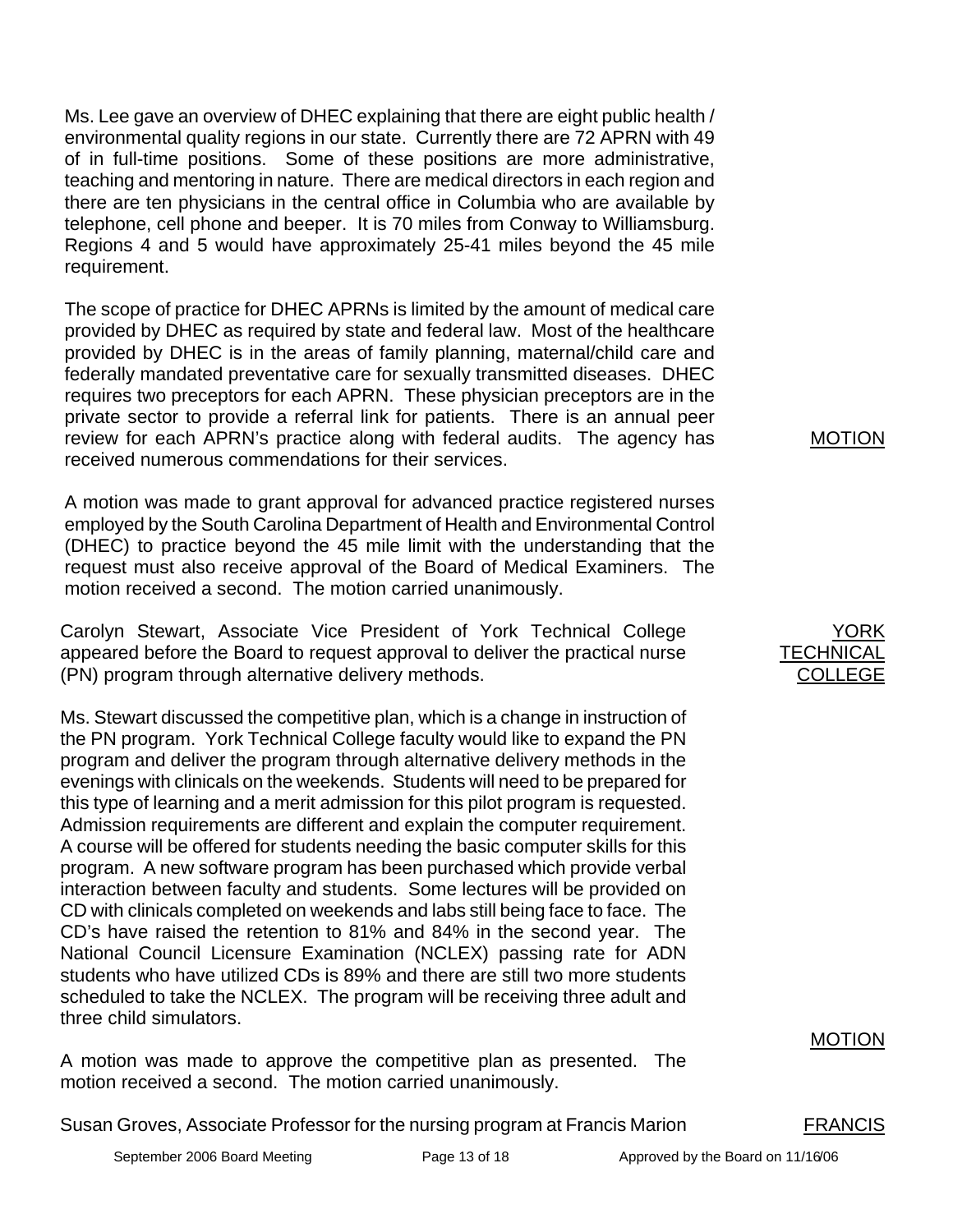Ms. Lee gave an overview of DHEC explaining that there are eight public health / environmental quality regions in our state. Currently there are 72 APRN with 49 of in full-time positions. Some of these positions are more administrative, teaching and mentoring in nature. There are medical directors in each region and there are ten physicians in the central office in Columbia who are available by telephone, cell phone and beeper. It is 70 miles from Conway to Williamsburg. Regions 4 and 5 would have approximately 25-41 miles beyond the 45 mile requirement.

The scope of practice for DHEC APRNs is limited by the amount of medical care provided by DHEC as required by state and federal law. Most of the healthcare provided by DHEC is in the areas of family planning, maternal/child care and federally mandated preventative care for sexually transmitted diseases. DHEC requires two preceptors for each APRN. These physician preceptors are in the private sector to provide a referral link for patients. There is an annual peer review for each APRN's practice along with federal audits. The agency has received numerous commendations for their services.

MOTION

A motion was made to grant approval for advanced practice registered nurses employed by the South Carolina Department of Health and Environmental Control (DHEC) to practice beyond the 45 mile limit with the understanding that the request must also receive approval of the Board of Medical Examiners. The motion received a second. The motion carried unanimously.

YORK TECHNICAL COLLEGE

Carolyn Stewart, Associate Vice President of York Technical College appeared before the Board to request approval to deliver the practical nurse (PN) program through alternative delivery methods.

Ms. Stewart discussed the competitive plan, which is a change in instruction of the PN program. York Technical College faculty would like to expand the PN program and deliver the program through alternative delivery methods in the evenings with clinicals on the weekends. Students will need to be prepared for this type of learning and a merit admission for this pilot program is requested. Admission requirements are different and explain the computer requirement. A course will be offered for students needing the basic computer skills for this program. A new software program has been purchased which provide verbal interaction between faculty and students. Some lectures will be provided on CD with clinicals completed on weekends and labs still being face to face. The CD's have raised the retention to 81% and 84% in the second year. The National Council Licensure Examination (NCLEX) passing rate for ADN students who have utilized CDs is 89% and there are still two more students scheduled to take the NCLEX. The program will be receiving three adult and three child simulators.

MOTION

A motion was made to approve the competitive plan as presented. The motion received a second. The motion carried unanimously.

FRANCIS

Susan Groves, Associate Professor for the nursing program at Francis Marion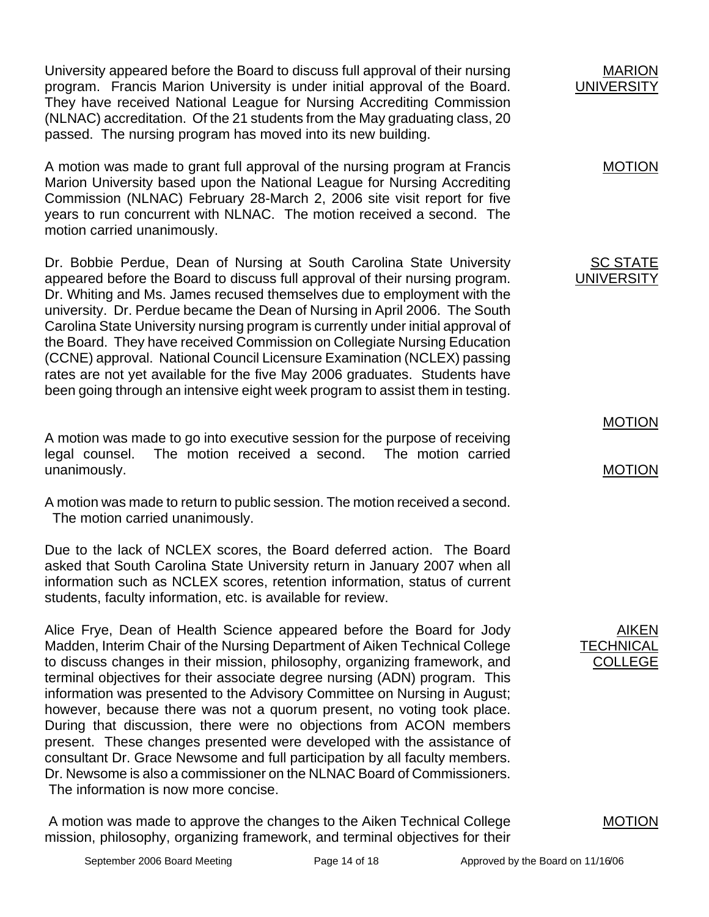University appeared before the Board to discuss full approval of their nursing program. Francis Marion University is under initial approval of the Board. They have received National League for Nursing Accrediting Commission (NLNAC) accreditation. Of the 21 students from the May graduating class, 20 passed. The nursing program has moved into its new building.

**MARION UNIVERSITY**

A motion was made to grant full approval of the nursing program at Francis Marion University based upon the National League for Nursing Accrediting Commission (NLNAC) February 28-March 2, 2006 site visit report for five years to run concurrent with NLNAC. The motion received a second. The motion carried unanimously.

**MOTION**

Dr. Bobbie Perdue, Dean of Nursing at South Carolina State University appeared before the Board to discuss full approval of their nursing program. Dr. Whiting and Ms. James recused themselves due to employment with the university. Dr. Perdue became the Dean of Nursing in April 2006. The South Carolina State University nursing program is currently under initial approval of the Board. They have received Commission on Collegiate Nursing Education (CCNE) approval. National Council Licensure Examination (NCLEX) passing rates are not yet available for the five May 2006 graduates. Students have been going through an intensive eight week program to assist them in testing.

**SC STATE UNIVERSITY**

**MOTION**

A motion was made to go into executive session for the purpose of receiving legal counsel. The motion received a second. The motion carried unanimously.

**MOTION**

A motion was made to return to public session. The motion received a second. The motion carried unanimously.

Due to the lack of NCLEX scores, the Board deferred action. The Board asked that South Carolina State University return in January 2007 when all information such as NCLEX scores, retention information, status of current students, faculty information, etc. is available for review.

Alice Frye, Dean of Health Science appeared before the Board for Jody Madden, Interim Chair of the Nursing Department of Aiken Technical College to discuss changes in their mission, philosophy, organizing framework, and terminal objectives for their associate degree nursing (ADN) program. This information was presented to the Advisory Committee on Nursing in August; however, because there was not a quorum present, no voting took place. During that discussion, there were no objections from ACON members present. These changes presented were developed with the assistance of consultant Dr. Grace Newsome and full participation by all faculty members. Dr. Newsome is also a commissioner on the NLNAC Board of Commissioners. The information is now more concise.

**AIKEN TECHNICAL COLLEGE**

A motion was made to approve the changes to the Aiken Technical College mission, philosophy, organizing framework, and terminal objectives for their

**MOTION**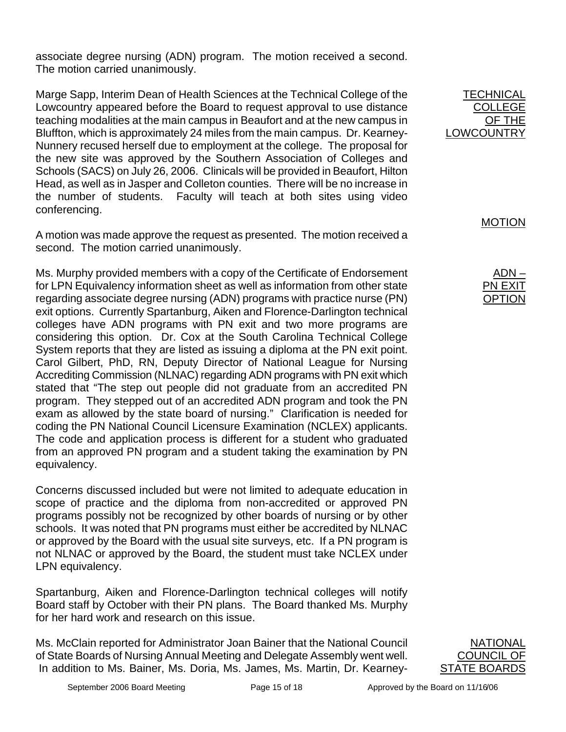associate degree nursing (ADN) program. The motion received a second. The motion carried unanimously.

**TECHNICAL COLLEGE OF THE LOWCOUNTRY**

Marge Sapp, Interim Dean of Health Sciences at the Technical College of the Lowcountry appeared before the Board to request approval to use distance teaching modalities at the main campus in Beaufort and at the new campus in Bluffton, which is approximately 24 miles from the main campus. Dr. Kearney-Nunnery recused herself due to employment at the college. The proposal for the new site was approved by the Southern Association of Colleges and Schools (SACS) on July 26, 2006. Clinicals will be provided in Beaufort, Hilton Head, as well as in Jasper and Colleton counties. There will be no increase in the number of students. Faculty will teach at both sites using video conferencing.

**MOTION**

A motion was made approve the request as presented. The motion received a second. The motion carried unanimously.

**ADN – PN EXIT OPTION**

Ms. Murphy provided members with a copy of the Certificate of Endorsement for LPN Equivalency information sheet as well as information from other state regarding associate degree nursing (ADN) programs with practice nurse (PN) exit options. Currently Spartanburg, Aiken and Florence-Darlington technical colleges have ADN programs with PN exit and two more programs are considering this option. Dr. Cox at the South Carolina Technical College System reports that they are listed as issuing a diploma at the PN exit point. Carol Gilbert, PhD, RN, Deputy Director of National League for Nursing Accrediting Commission (NLNAC) regarding ADN programs with PN exit which stated that "The step out people did not graduate from an accredited PN program. They stepped out of an accredited ADN program and took the PN exam as allowed by the state board of nursing." Clarification is needed for coding the PN National Council Licensure Examination (NCLEX) applicants. The code and application process is different for a student who graduated from an approved PN program and a student taking the examination by PN equivalency.

Concerns discussed included but were not limited to adequate education in scope of practice and the diploma from non-accredited or approved PN programs possibly not be recognized by other boards of nursing or by other schools. It was noted that PN programs must either be accredited by NLNAC or approved by the Board with the usual site surveys, etc. If a PN program is not NLNAC or approved by the Board, the student must take NCLEX under LPN equivalency.

Spartanburg, Aiken and Florence-Darlington technical colleges will notify Board staff by October with their PN plans. The Board thanked Ms. Murphy for her hard work and research on this issue.

**NATIONAL COUNCIL OF STATE BOARDS**

Ms. McClain reported for Administrator Joan Bainer that the National Council of State Boards of Nursing Annual Meeting and Delegate Assembly went well. In addition to Ms. Bainer, Ms. Doria, Ms. James, Ms. Martin, Dr. Kearney-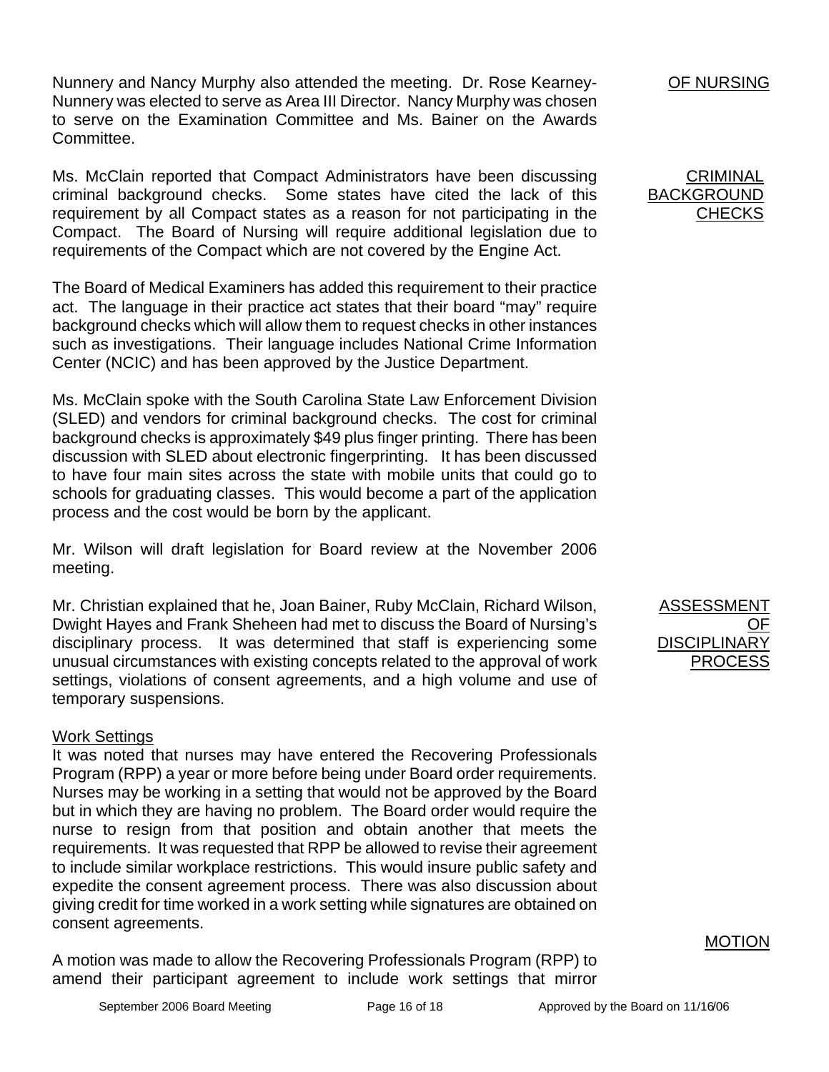Nunnery and Nancy Murphy also attended the meeting. Dr. Rose Kearney-Nunnery was elected to serve as Area III Director. Nancy Murphy was chosen to serve on the Examination Committee and Ms. Bainer on the Awards Committee.

OF NURSING

CRIMINAL BACKGROUND CHECKS

Ms. McClain reported that Compact Administrators have been discussing criminal background checks. Some states have cited the lack of this requirement by all Compact states as a reason for not participating in the Compact. The Board of Nursing will require additional legislation due to requirements of the Compact which are not covered by the Engine Act.

The Board of Medical Examiners has added this requirement to their practice act. The language in their practice act states that their board "may" require background checks which will allow them to request checks in other instances such as investigations. Their language includes National Crime Information Center (NCIC) and has been approved by the Justice Department.

Ms. McClain spoke with the South Carolina State Law Enforcement Division (SLED) and vendors for criminal background checks. The cost for criminal background checks is approximately $49 plus finger printing. There has been discussion with SLED about electronic fingerprinting. It has been discussed to have four main sites across the state with mobile units that could go to schools for graduating classes. This would become a part of the application process and the cost would be born by the applicant.

Mr. Wilson will draft legislation for Board review at the November 2006 meeting.

ASSESSMENT OF DISCIPLINARY PROCESS

Mr. Christian explained that he, Joan Bainer, Ruby McClain, Richard Wilson, Dwight Hayes and Frank Sheheen had met to discuss the Board of Nursing's disciplinary process. It was determined that staff is experiencing some unusual circumstances with existing concepts related to the approval of work settings, violations of consent agreements, and a high volume and use of temporary suspensions.

Work Settings

It was noted that nurses may have entered the Recovering Professionals Program (RPP) a year or more before being under Board order requirements. Nurses may be working in a setting that would not be approved by the Board but in which they are having no problem. The Board order would require the nurse to resign from that position and obtain another that meets the requirements. It was requested that RPP be allowed to revise their agreement to include similar workplace restrictions. This would insure public safety and expedite the consent agreement process. There was also discussion about giving credit for time worked in a work setting while signatures are obtained on consent agreements.

MOTION

A motion was made to allow the Recovering Professionals Program (RPP) to amend their participant agreement to include work settings that mirror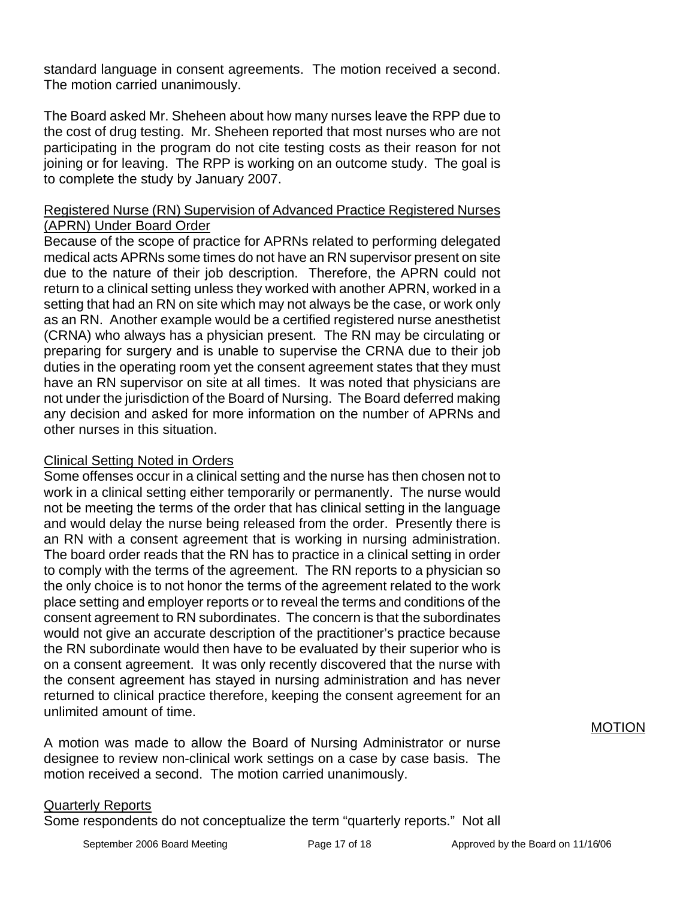standard language in consent agreements. The motion received a second. The motion carried unanimously.

The Board asked Mr. Sheheen about how many nurses leave the RPP due to the cost of drug testing. Mr. Sheheen reported that most nurses who are not participating in the program do not cite testing costs as their reason for not joining or for leaving. The RPP is working on an outcome study. The goal is to complete the study by January 2007.

Registered Nurse (RN) Supervision of Advanced Practice Registered Nurses (APRN) Under Board Order

Because of the scope of practice for APRNs related to performing delegated medical acts APRNs some times do not have an RN supervisor present on site due to the nature of their job description. Therefore, the APRN could not return to a clinical setting unless they worked with another APRN, worked in a setting that had an RN on site which may not always be the case, or work only as an RN. Another example would be a certified registered nurse anesthetist (CRNA) who always has a physician present. The RN may be circulating or preparing for surgery and is unable to supervise the CRNA due to their job duties in the operating room yet the consent agreement states that they must have an RN supervisor on site at all times. It was noted that physicians are not under the jurisdiction of the Board of Nursing. The Board deferred making any decision and asked for more information on the number of APRNs and other nurses in this situation.

Clinical Setting Noted in Orders

Some offenses occur in a clinical setting and the nurse has then chosen not to work in a clinical setting either temporarily or permanently. The nurse would not be meeting the terms of the order that has clinical setting in the language and would delay the nurse being released from the order. Presently there is an RN with a consent agreement that is working in nursing administration. The board order reads that the RN has to practice in a clinical setting in order to comply with the terms of the agreement. The RN reports to a physician so the only choice is to not honor the terms of the agreement related to the work place setting and employer reports or to reveal the terms and conditions of the consent agreement to RN subordinates. The concern is that the subordinates would not give an accurate description of the practitioner's practice because the RN subordinate would then have to be evaluated by their superior who is on a consent agreement. It was only recently discovered that the nurse with the consent agreement has stayed in nursing administration and has never returned to clinical practice therefore, keeping the consent agreement for an unlimited amount of time.

MOTION

A motion was made to allow the Board of Nursing Administrator or nurse designee to review non-clinical work settings on a case by case basis. The motion received a second. The motion carried unanimously.

Quarterly Reports

Some respondents do not conceptualize the term "quarterly reports." Not all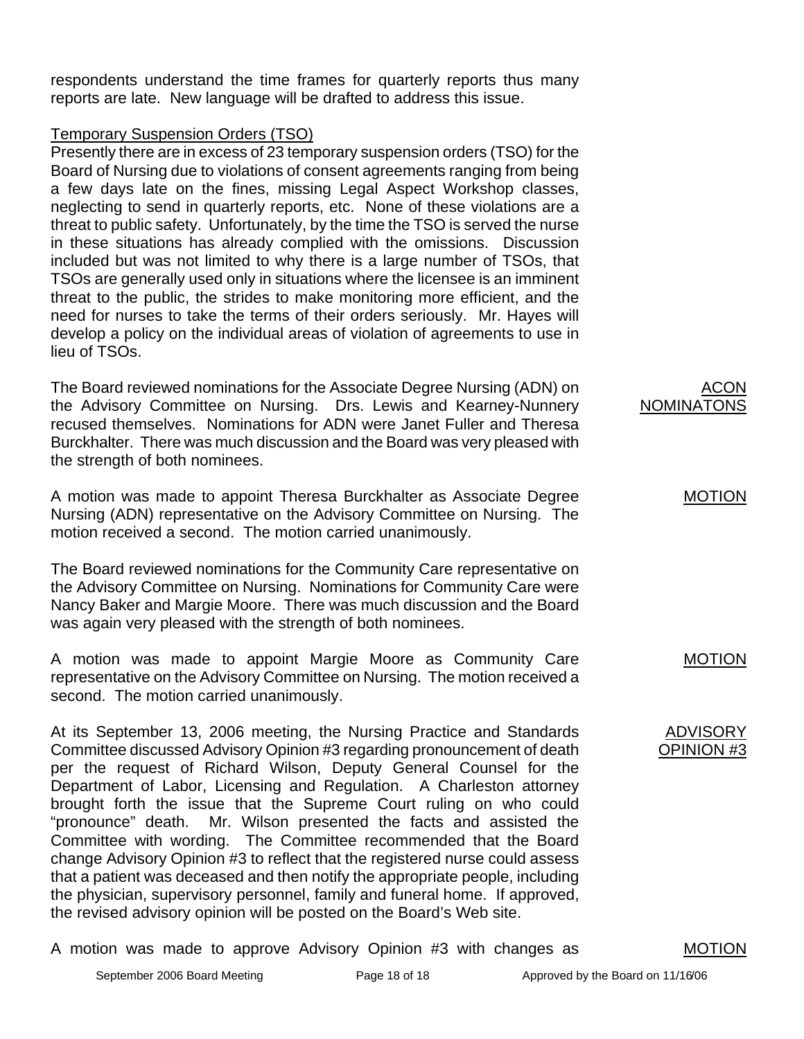respondents understand the time frames for quarterly reports thus many reports are late. New language will be drafted to address this issue.

Temporary Suspension Orders (TSO)

Presently there are in excess of 23 temporary suspension orders (TSO) for the Board of Nursing due to violations of consent agreements ranging from being a few days late on the fines, missing Legal Aspect Workshop classes, neglecting to send in quarterly reports, etc. None of these violations are a threat to public safety. Unfortunately, by the time the TSO is served the nurse in these situations has already complied with the omissions. Discussion included but was not limited to why there is a large number of TSOs, that TSOs are generally used only in situations where the licensee is an imminent threat to the public, the strides to make monitoring more efficient, and the need for nurses to take the terms of their orders seriously. Mr. Hayes will develop a policy on the individual areas of violation of agreements to use in lieu of TSOs.

ACON NOMINATONS

The Board reviewed nominations for the Associate Degree Nursing (ADN) on the Advisory Committee on Nursing. Drs. Lewis and Kearney-Nunnery recused themselves. Nominations for ADN were Janet Fuller and Theresa Burckhalter. There was much discussion and the Board was very pleased with the strength of both nominees.

MOTION

A motion was made to appoint Theresa Burckhalter as Associate Degree Nursing (ADN) representative on the Advisory Committee on Nursing. The motion received a second. The motion carried unanimously.

The Board reviewed nominations for the Community Care representative on the Advisory Committee on Nursing. Nominations for Community Care were Nancy Baker and Margie Moore. There was much discussion and the Board was again very pleased with the strength of both nominees.

MOTION

A motion was made to appoint Margie Moore as Community Care representative on the Advisory Committee on Nursing. The motion received a second. The motion carried unanimously.

ADVISORY OPINION #3

At its September 13, 2006 meeting, the Nursing Practice and Standards Committee discussed Advisory Opinion #3 regarding pronouncement of death per the request of Richard Wilson, Deputy General Counsel for the Department of Labor, Licensing and Regulation. A Charleston attorney brought forth the issue that the Supreme Court ruling on who could "pronounce" death. Mr. Wilson presented the facts and assisted the Committee with wording. The Committee recommended that the Board change Advisory Opinion #3 to reflect that the registered nurse could assess that a patient was deceased and then notify the appropriate people, including the physician, supervisory personnel, family and funeral home. If approved, the revised advisory opinion will be posted on the Board's Web site.

MOTION

A motion was made to approve Advisory Opinion #3 with changes as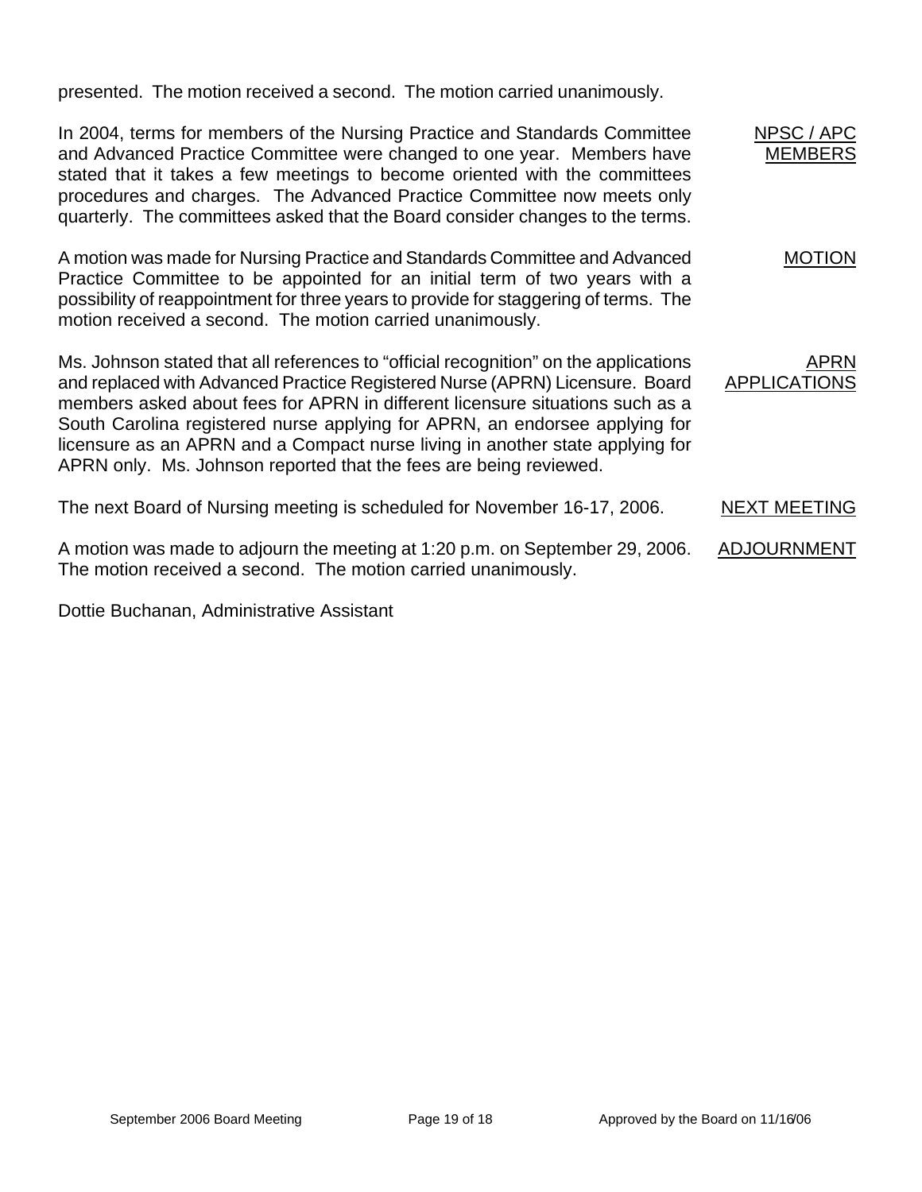presented. The motion received a second. The motion carried unanimously.

**NPSC / APC MEMBERS**

In 2004, terms for members of the Nursing Practice and Standards Committee and Advanced Practice Committee were changed to one year. Members have stated that it takes a few meetings to become oriented with the committees procedures and charges. The Advanced Practice Committee now meets only quarterly. The committees asked that the Board consider changes to the terms.

**MOTION**

A motion was made for Nursing Practice and Standards Committee and Advanced Practice Committee to be appointed for an initial term of two years with a possibility of reappointment for three years to provide for staggering of terms. The motion received a second. The motion carried unanimously.

**APRN APPLICATIONS**

Ms. Johnson stated that all references to "official recognition" on the applications and replaced with Advanced Practice Registered Nurse (APRN) Licensure. Board members asked about fees for APRN in different licensure situations such as a South Carolina registered nurse applying for APRN, an endorsee applying for licensure as an APRN and a Compact nurse living in another state applying for APRN only. Ms. Johnson reported that the fees are being reviewed.

**NEXT MEETING**

The next Board of Nursing meeting is scheduled for November 16-17, 2006.

**ADJOURNMENT**

A motion was made to adjourn the meeting at 1:20 p.m. on September 29, 2006. The motion received a second. The motion carried unanimously.

Dottie Buchanan, Administrative Assistant